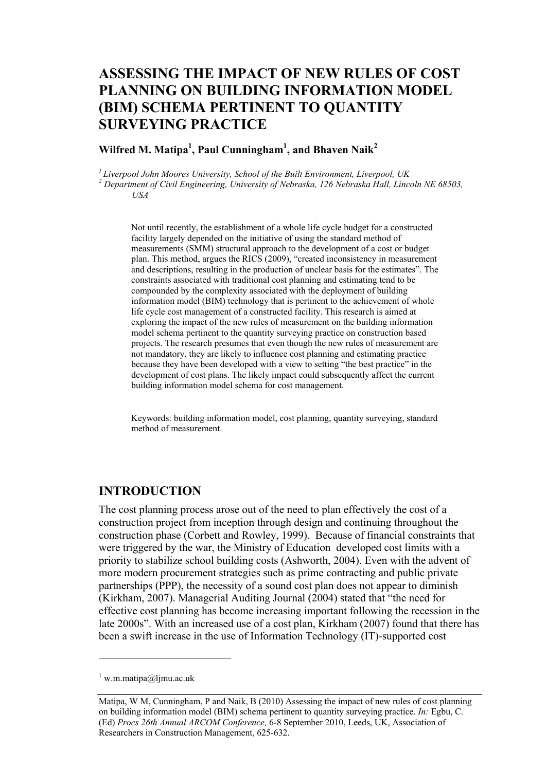# ASSESSING THE IMPACT OF NEW RULES OF COST PLANNING ON BUILDING INFORMATION MODEL (BIM) SCHEMA PERTINENT TO QUANTITY SURVEYING PRACTICE

**Wilfred M. Matipa[1], Paul Cunningham[1], and Bhaven Naik[2]**

[1] *Liverpool John Moores University, School of the Built Environment, Liverpool, UK*

[2] *Department of Civil Engineering, University of Nebraska, 126 Nebraska Hall, Lincoln NE 68503, USA*

Not until recently, the establishment of a whole life cycle budget for a constructed facility largely depended on the initiative of using the standard method of measurements (SMM) structural approach to the development of a cost or budget plan. This method, argues the RICS (2009), "created inconsistency in measurement and descriptions, resulting in the production of unclear basis for the estimates". The constraints associated with traditional cost planning and estimating tend to be compounded by the complexity associated with the deployment of building information model (BIM) technology that is pertinent to the achievement of whole life cycle cost management of a constructed facility. This research is aimed at exploring the impact of the new rules of measurement on the building information model schema pertinent to the quantity surveying practice on construction based projects. The research presumes that even though the new rules of measurement are not mandatory, they are likely to influence cost planning and estimating practice because they have been developed with a view to setting "the best practice" in the development of cost plans. The likely impact could subsequently affect the current building information model schema for cost management.

Keywords: building information model, cost planning, quantity surveying, standard method of measurement.

## INTRODUCTION

The cost planning process arose out of the need to plan effectively the cost of a construction project from inception through design and continuing throughout the construction phase (Corbett and Rowley, 1999). Because of financial constraints that were triggered by the war, the Ministry of Education developed cost limits with a priority to stabilize school building costs (Ashworth, 2004). Even with the advent of more modern procurement strategies such as prime contracting and public private partnerships (PPP), the necessity of a sound cost plan does not appear to diminish (Kirkham, 2007). Managerial Auditing Journal (2004) stated that "the need for effective cost planning has become increasing important following the recession in the late 2000s". With an increased use of a cost plan, Kirkham (2007) found that there has been a swift increase in the use of Information Technology (IT)-supported cost

[1] w.m.matipa@ljmu.ac.uk

Matipa, W M, Cunningham, P and Naik, B (2010) Assessing the impact of new rules of cost planning on building information model (BIM) schema pertinent to quantity surveying practice. *In:* Egbu, C. (Ed) *Procs 26th Annual ARCOM Conference,* 6-8 September 2010, Leeds, UK, Association of Researchers in Construction Management, 625-632.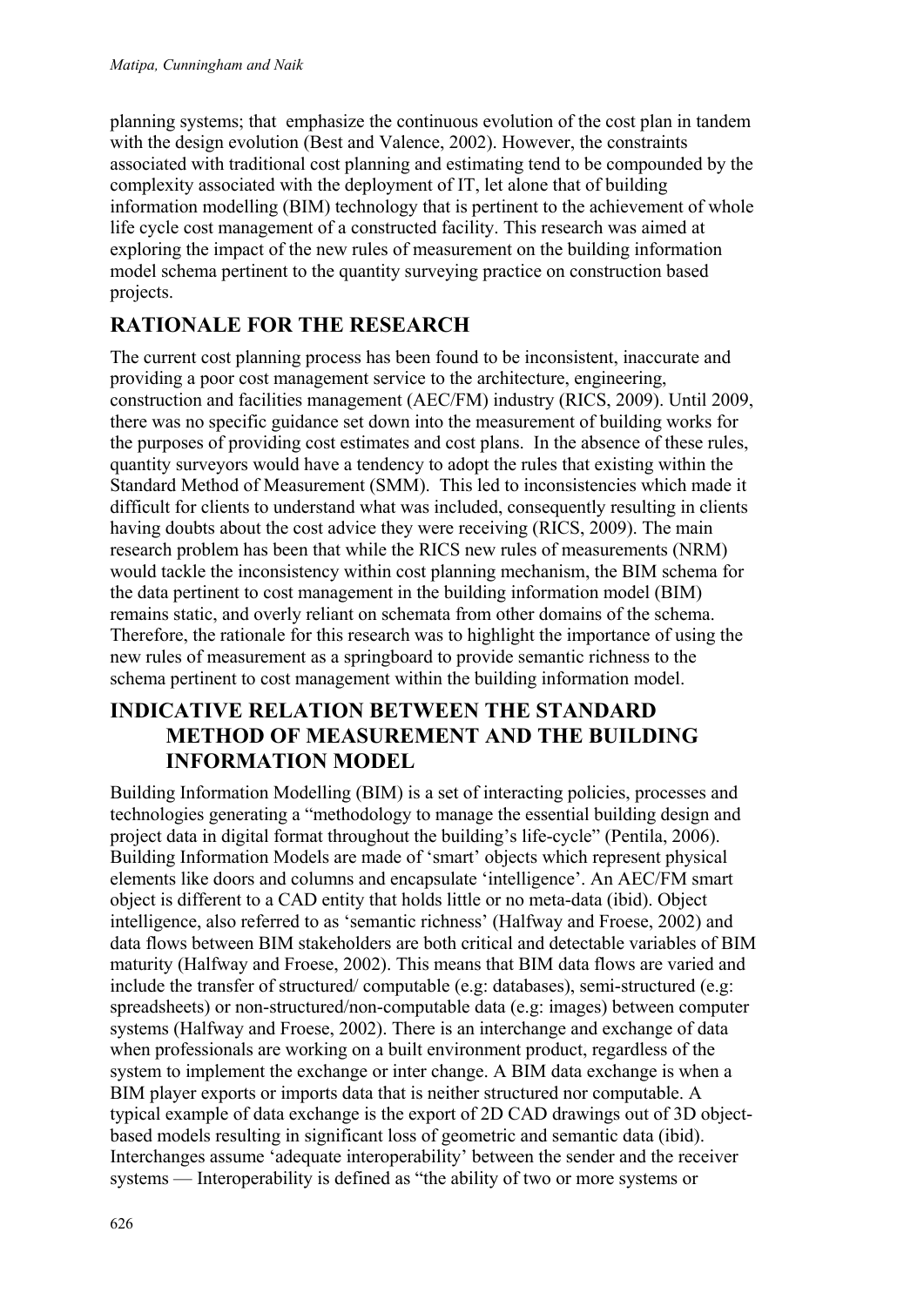planning systems; that emphasize the continuous evolution of the cost plan in tandem with the design evolution (Best and Valence, 2002). However, the constraints associated with traditional cost planning and estimating tend to be compounded by the complexity associated with the deployment of IT, let alone that of building information modelling (BIM) technology that is pertinent to the achievement of whole life cycle cost management of a constructed facility. This research was aimed at exploring the impact of the new rules of measurement on the building information model schema pertinent to the quantity surveying practice on construction based projects.

## RATIONALE FOR THE RESEARCH

The current cost planning process has been found to be inconsistent, inaccurate and providing a poor cost management service to the architecture, engineering, construction and facilities management (AEC/FM) industry (RICS, 2009). Until 2009, there was no specific guidance set down into the measurement of building works for the purposes of providing cost estimates and cost plans. In the absence of these rules, quantity surveyors would have a tendency to adopt the rules that existing within the Standard Method of Measurement (SMM). This led to inconsistencies which made it difficult for clients to understand what was included, consequently resulting in clients having doubts about the cost advice they were receiving (RICS, 2009). The main research problem has been that while the RICS new rules of measurements (NRM) would tackle the inconsistency within cost planning mechanism, the BIM schema for the data pertinent to cost management in the building information model (BIM) remains static, and overly reliant on schemata from other domains of the schema. Therefore, the rationale for this research was to highlight the importance of using the new rules of measurement as a springboard to provide semantic richness to the schema pertinent to cost management within the building information model.

## INDICATIVE RELATION BETWEEN THE STANDARD METHOD OF MEASUREMENT AND THE BUILDING INFORMATION MODEL

Building Information Modelling (BIM) is a set of interacting policies, processes and technologies generating a "methodology to manage the essential building design and project data in digital format throughout the building's life-cycle" (Pentila, 2006). Building Information Models are made of 'smart' objects which represent physical elements like doors and columns and encapsulate 'intelligence'. An AEC/FM smart object is different to a CAD entity that holds little or no meta-data (ibid). Object intelligence, also referred to as 'semantic richness' (Halfway and Froese, 2002) and data flows between BIM stakeholders are both critical and detectable variables of BIM maturity (Halfway and Froese, 2002). This means that BIM data flows are varied and include the transfer of structured/ computable (e.g: databases), semi-structured (e.g: spreadsheets) or non-structured/non-computable data (e.g: images) between computer systems (Halfway and Froese, 2002). There is an interchange and exchange of data when professionals are working on a built environment product, regardless of the system to implement the exchange or inter change. A BIM data exchange is when a BIM player exports or imports data that is neither structured nor computable. A typical example of data exchange is the export of 2D CAD drawings out of 3D object-based models resulting in significant loss of geometric and semantic data (ibid). Interchanges assume 'adequate interoperability' between the sender and the receiver systems — Interoperability is defined as "the ability of two or more systems or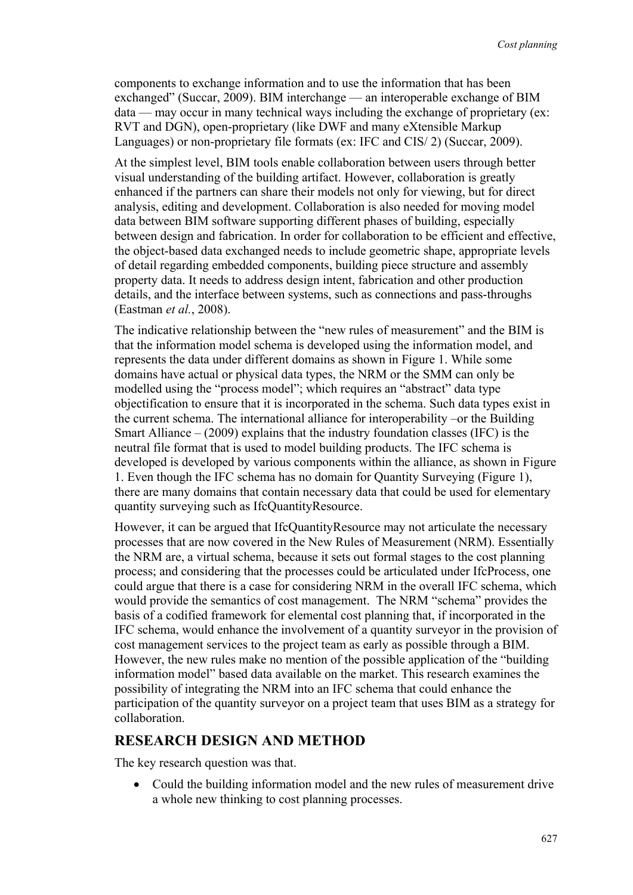components to exchange information and to use the information that has been exchanged" (Succar, 2009). BIM interchange — an interoperable exchange of BIM data — may occur in many technical ways including the exchange of proprietary (ex: RVT and DGN), open-proprietary (like DWF and many eXtensible Markup Languages) or non-proprietary file formats (ex: IFC and CIS/ 2) (Succar, 2009).

At the simplest level, BIM tools enable collaboration between users through better visual understanding of the building artifact. However, collaboration is greatly enhanced if the partners can share their models not only for viewing, but for direct analysis, editing and development. Collaboration is also needed for moving model data between BIM software supporting different phases of building, especially between design and fabrication. In order for collaboration to be efficient and effective, the object-based data exchanged needs to include geometric shape, appropriate levels of detail regarding embedded components, building piece structure and assembly property data. It needs to address design intent, fabrication and other production details, and the interface between systems, such as connections and pass-throughs (Eastman *et al.*, 2008).

The indicative relationship between the "new rules of measurement" and the BIM is that the information model schema is developed using the information model, and represents the data under different domains as shown in Figure 1. While some domains have actual or physical data types, the NRM or the SMM can only be modelled using the "process model"; which requires an "abstract" data type objectification to ensure that it is incorporated in the schema. Such data types exist in the current schema. The international alliance for interoperability –or the Building Smart Alliance – (2009) explains that the industry foundation classes (IFC) is the neutral file format that is used to model building products. The IFC schema is developed is developed by various components within the alliance, as shown in Figure 1. Even though the IFC schema has no domain for Quantity Surveying (Figure 1), there are many domains that contain necessary data that could be used for elementary quantity surveying such as IfcQuantityResource.

However, it can be argued that IfcQuantityResource may not articulate the necessary processes that are now covered in the New Rules of Measurement (NRM). Essentially the NRM are, a virtual schema, because it sets out formal stages to the cost planning process; and considering that the processes could be articulated under IfcProcess, one could argue that there is a case for considering NRM in the overall IFC schema, which would provide the semantics of cost management. The NRM "schema" provides the basis of a codified framework for elemental cost planning that, if incorporated in the IFC schema, would enhance the involvement of a quantity surveyor in the provision of cost management services to the project team as early as possible through a BIM. However, the new rules make no mention of the possible application of the "building information model" based data available on the market. This research examines the possibility of integrating the NRM into an IFC schema that could enhance the participation of the quantity surveyor on a project team that uses BIM as a strategy for collaboration.

## RESEARCH DESIGN AND METHOD

The key research question was that.

- Could the building information model and the new rules of measurement drive a whole new thinking to cost planning processes.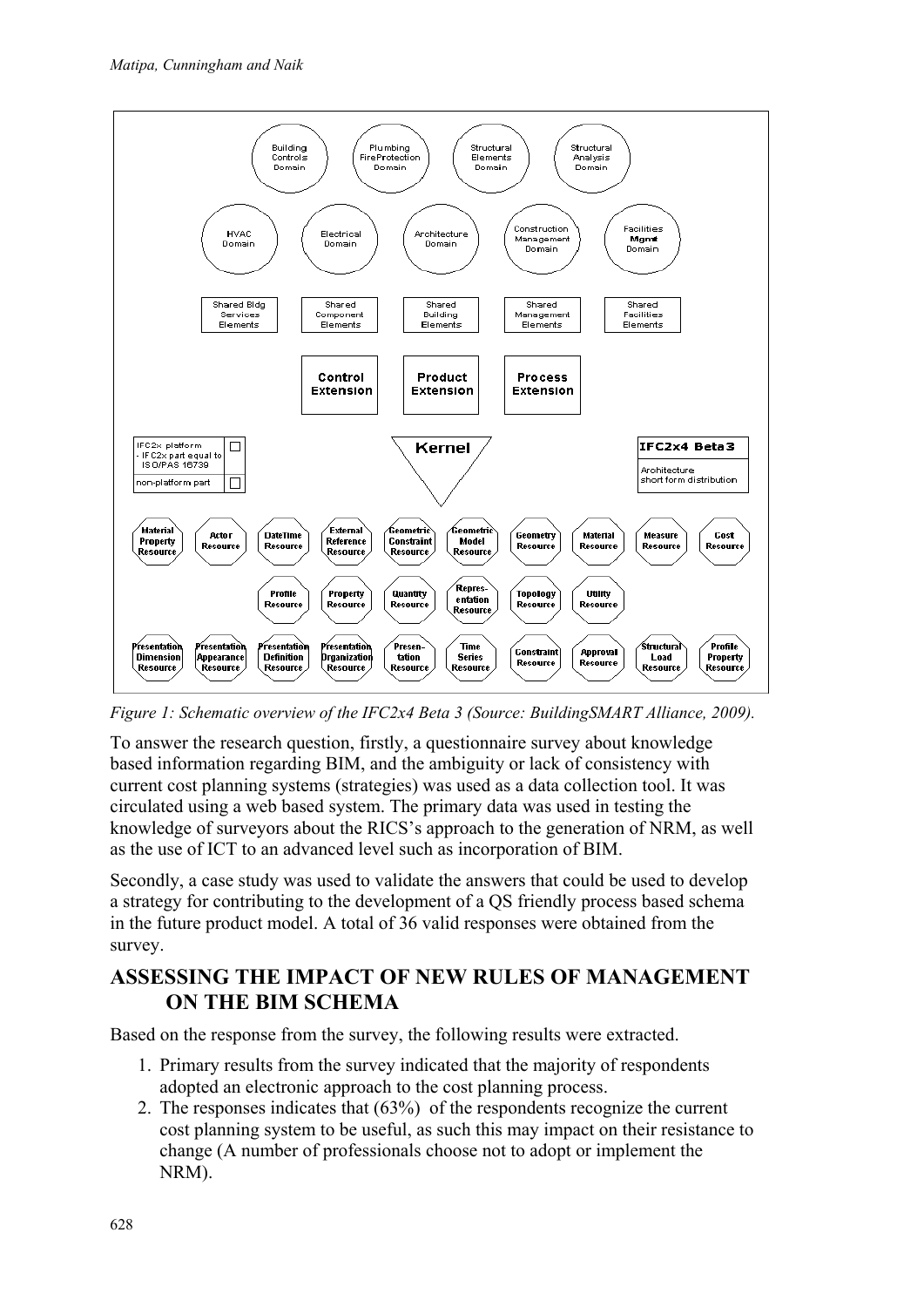*Figure 1: Schematic overview of the IFC2x4 Beta 3 (Source: BuildingSMART Alliance, 2009).*

To answer the research question, firstly, a questionnaire survey about knowledge based information regarding BIM, and the ambiguity or lack of consistency with current cost planning systems (strategies) was used as a data collection tool. It was circulated using a web based system. The primary data was used in testing the knowledge of surveyors about the RICS's approach to the generation of NRM, as well as the use of ICT to an advanced level such as incorporation of BIM.

Secondly, a case study was used to validate the answers that could be used to develop a strategy for contributing to the development of a QS friendly process based schema in the future product model. A total of 36 valid responses were obtained from the survey.

## ASSESSING THE IMPACT OF NEW RULES OF MANAGEMENT ON THE BIM SCHEMA

Based on the response from the survey, the following results were extracted.

1. Primary results from the survey indicated that the majority of respondents adopted an electronic approach to the cost planning process.
2. The responses indicates that (63%) of the respondents recognize the current cost planning system to be useful, as such this may impact on their resistance to change (A number of professionals choose not to adopt or implement the NRM).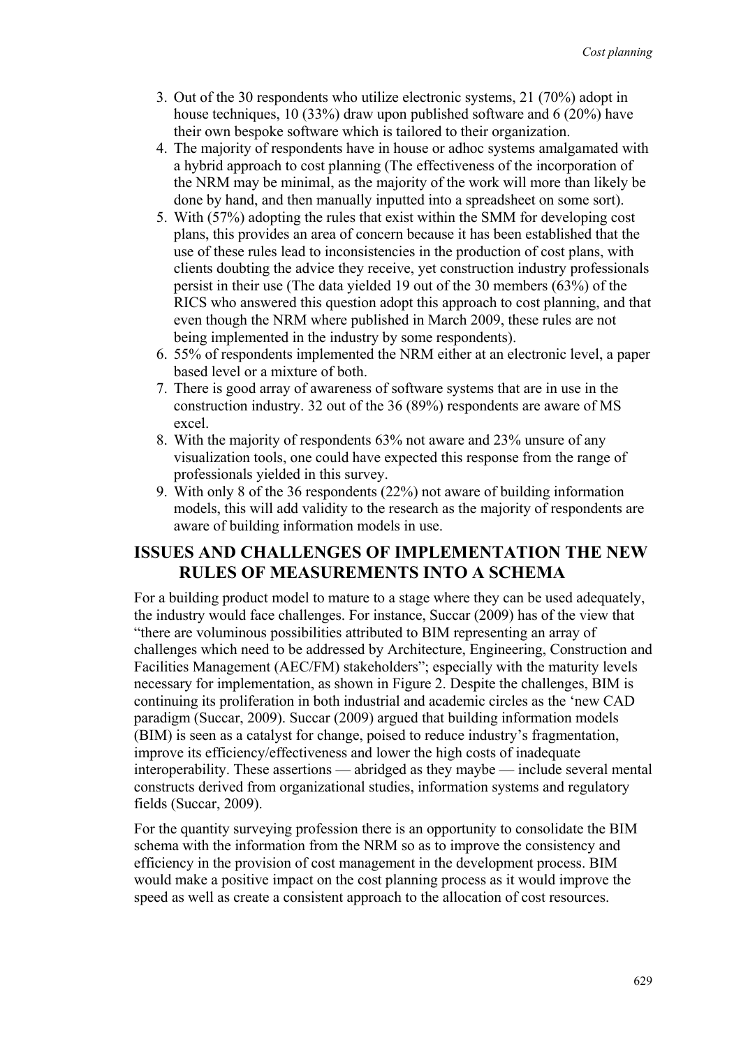3. Out of the 30 respondents who utilize electronic systems, 21 (70%) adopt in house techniques, 10 (33%) draw upon published software and 6 (20%) have their own bespoke software which is tailored to their organization.
4. The majority of respondents have in house or adhoc systems amalgamated with a hybrid approach to cost planning (The effectiveness of the incorporation of the NRM may be minimal, as the majority of the work will more than likely be done by hand, and then manually inputted into a spreadsheet on some sort).
5. With (57%) adopting the rules that exist within the SMM for developing cost plans, this provides an area of concern because it has been established that the use of these rules lead to inconsistencies in the production of cost plans, with clients doubting the advice they receive, yet construction industry professionals persist in their use (The data yielded 19 out of the 30 members (63%) of the RICS who answered this question adopt this approach to cost planning, and that even though the NRM where published in March 2009, these rules are not being implemented in the industry by some respondents).
6. 55% of respondents implemented the NRM either at an electronic level, a paper based level or a mixture of both.
7. There is good array of awareness of software systems that are in use in the construction industry. 32 out of the 36 (89%) respondents are aware of MS excel.
8. With the majority of respondents 63% not aware and 23% unsure of any visualization tools, one could have expected this response from the range of professionals yielded in this survey.
9. With only 8 of the 36 respondents (22%) not aware of building information models, this will add validity to the research as the majority of respondents are aware of building information models in use.

## ISSUES AND CHALLENGES OF IMPLEMENTATION THE NEW RULES OF MEASUREMENTS INTO A SCHEMA

For a building product model to mature to a stage where they can be used adequately, the industry would face challenges. For instance, Succar (2009) has of the view that "there are voluminous possibilities attributed to BIM representing an array of challenges which need to be addressed by Architecture, Engineering, Construction and Facilities Management (AEC/FM) stakeholders"; especially with the maturity levels necessary for implementation, as shown in Figure 2. Despite the challenges, BIM is continuing its proliferation in both industrial and academic circles as the 'new CAD paradigm (Succar, 2009). Succar (2009) argued that building information models (BIM) is seen as a catalyst for change, poised to reduce industry's fragmentation, improve its efficiency/effectiveness and lower the high costs of inadequate interoperability. These assertions — abridged as they maybe — include several mental constructs derived from organizational studies, information systems and regulatory fields (Succar, 2009).

For the quantity surveying profession there is an opportunity to consolidate the BIM schema with the information from the NRM so as to improve the consistency and efficiency in the provision of cost management in the development process. BIM would make a positive impact on the cost planning process as it would improve the speed as well as create a consistent approach to the allocation of cost resources.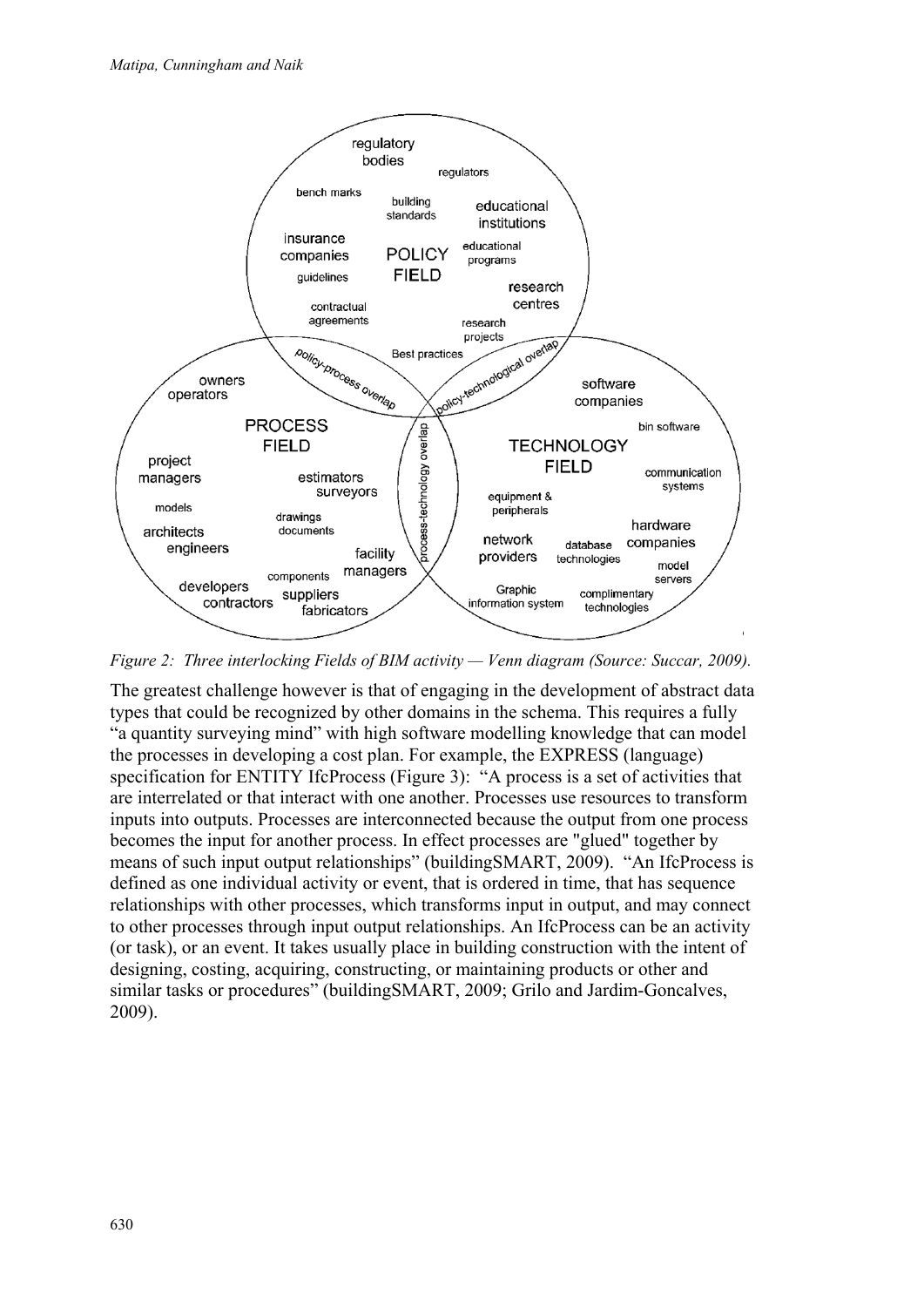*Figure 2: Three interlocking Fields of BIM activity — Venn diagram (Source: Succar, 2009).*

The greatest challenge however is that of engaging in the development of abstract data types that could be recognized by other domains in the schema. This requires a fully "a quantity surveying mind" with high software modelling knowledge that can model the processes in developing a cost plan. For example, the EXPRESS (language) specification for ENTITY IfcProcess (Figure 3): "A process is a set of activities that are interrelated or that interact with one another. Processes use resources to transform inputs into outputs. Processes are interconnected because the output from one process becomes the input for another process. In effect processes are "glued" together by means of such input output relationships" (buildingSMART, 2009). "An IfcProcess is defined as one individual activity or event, that is ordered in time, that has sequence relationships with other processes, which transforms input in output, and may connect to other processes through input output relationships. An IfcProcess can be an activity (or task), or an event. It takes usually place in building construction with the intent of designing, costing, acquiring, constructing, or maintaining products or other and similar tasks or procedures" (buildingSMART, 2009; Grilo and Jardim-Goncalves, 2009).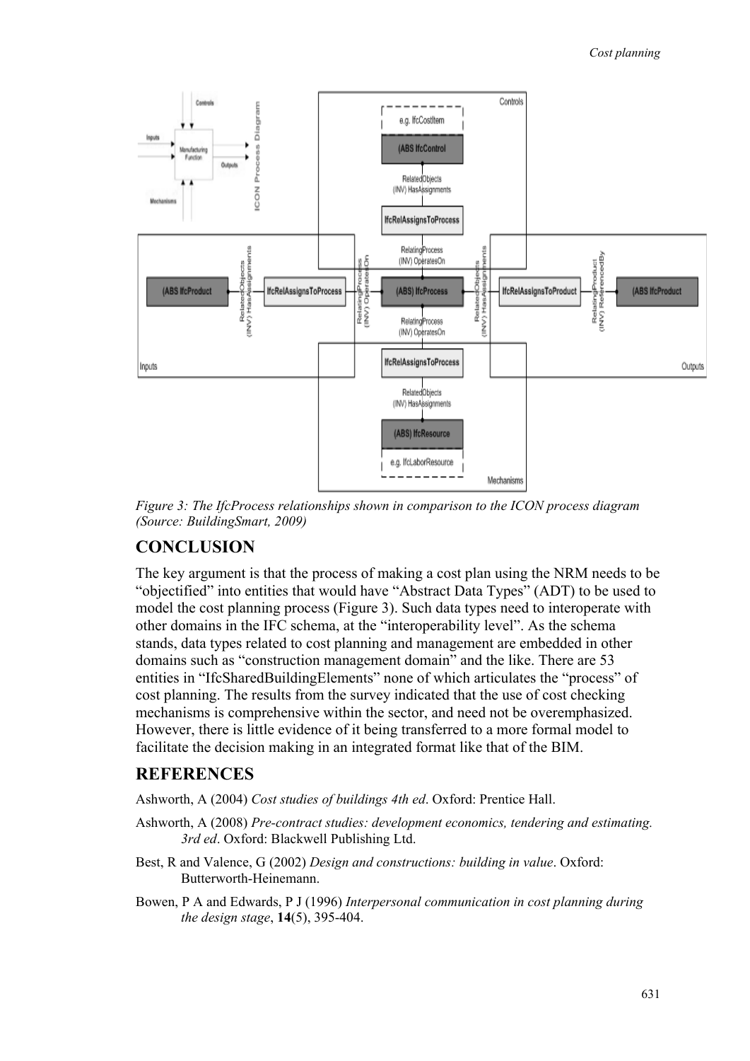Figure 3: The IfcProcess relationships shown in comparison to the ICON process diagram (Source: BuildingSmart, 2009)

## CONCLUSION

The key argument is that the process of making a cost plan using the NRM needs to be "objectified" into entities that would have "Abstract Data Types" (ADT) to be used to model the cost planning process (Figure 3). Such data types need to interoperate with other domains in the IFC schema, at the "interoperability level". As the schema stands, data types related to cost planning and management are embedded in other domains such as "construction management domain" and the like. There are 53 entities in "IfcSharedBuildingElements" none of which articulates the "process" of cost planning. The results from the survey indicated that the use of cost checking mechanisms is comprehensive within the sector, and need not be overemphasized. However, there is little evidence of it being transferred to a more formal model to facilitate the decision making in an integrated format like that of the BIM.

## REFERENCES

Ashworth, A (2004) *Cost studies of buildings 4th ed*. Oxford: Prentice Hall.

Ashworth, A (2008) *Pre-contract studies: development economics, tendering and estimating. 3rd ed*. Oxford: Blackwell Publishing Ltd.

Best, R and Valence, G (2002) *Design and constructions: building in value*. Oxford: Butterworth-Heinemann.

Bowen, P A and Edwards, P J (1996) *Interpersonal communication in cost planning during the design stage*, **14**(5), 395-404.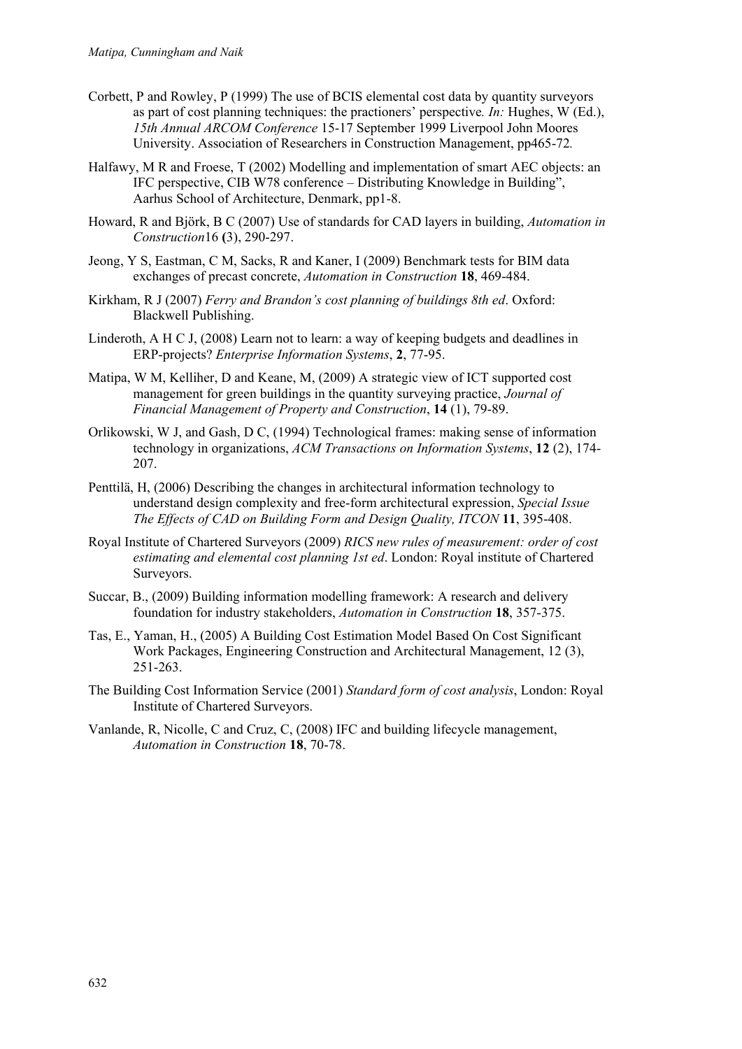Corbett, P and Rowley, P (1999) The use of BCIS elemental cost data by quantity surveyors as part of cost planning techniques: the practioners' perspective*. In:* Hughes, W (Ed.), *15th Annual ARCOM Conference* 15-17 September 1999 Liverpool John Moores University. Association of Researchers in Construction Management, pp465-72*.*

Halfawy, M R and Froese, T (2002) Modelling and implementation of smart AEC objects: an IFC perspective, CIB W78 conference – Distributing Knowledge in Building", Aarhus School of Architecture, Denmark, pp1-8.

Howard, R and Björk, B C (2007) Use of standards for CAD layers in building, *Automation in Construction*16 **(**3), 290-297.

Jeong, Y S, Eastman, C M, Sacks, R and Kaner, I (2009) Benchmark tests for BIM data exchanges of precast concrete, *Automation in Construction* **18**, 469-484.

Kirkham, R J (2007) *Ferry and Brandon's cost planning of buildings 8th ed*. Oxford: Blackwell Publishing.

Linderoth, A H C J, (2008) Learn not to learn: a way of keeping budgets and deadlines in ERP-projects? *Enterprise Information Systems*, **2**, 77-95.

Matipa, W M, Kelliher, D and Keane, M, (2009) A strategic view of ICT supported cost management for green buildings in the quantity surveying practice, *Journal of Financial Management of Property and Construction*, **14** (1), 79-89.

Orlikowski, W J, and Gash, D C, (1994) Technological frames: making sense of information technology in organizations, *ACM Transactions on Information Systems*, **12** (2), 174-207.

Penttilä, H, (2006) Describing the changes in architectural information technology to understand design complexity and free-form architectural expression, *Special Issue The Effects of CAD on Building Form and Design Quality, ITCON* **11**, 395-408.

Royal Institute of Chartered Surveyors (2009) *RICS new rules of measurement: order of cost estimating and elemental cost planning 1st ed*. London: Royal institute of Chartered Surveyors.

Succar, B., (2009) Building information modelling framework: A research and delivery foundation for industry stakeholders, *Automation in Construction* **18**, 357-375.

Tas, E., Yaman, H., (2005) A Building Cost Estimation Model Based On Cost Significant Work Packages, Engineering Construction and Architectural Management, 12 (3), 251-263.

The Building Cost Information Service (2001) *Standard form of cost analysis*, London: Royal Institute of Chartered Surveyors.

Vanlande, R, Nicolle, C and Cruz, C, (2008) IFC and building lifecycle management, *Automation in Construction* **18**, 70-78.